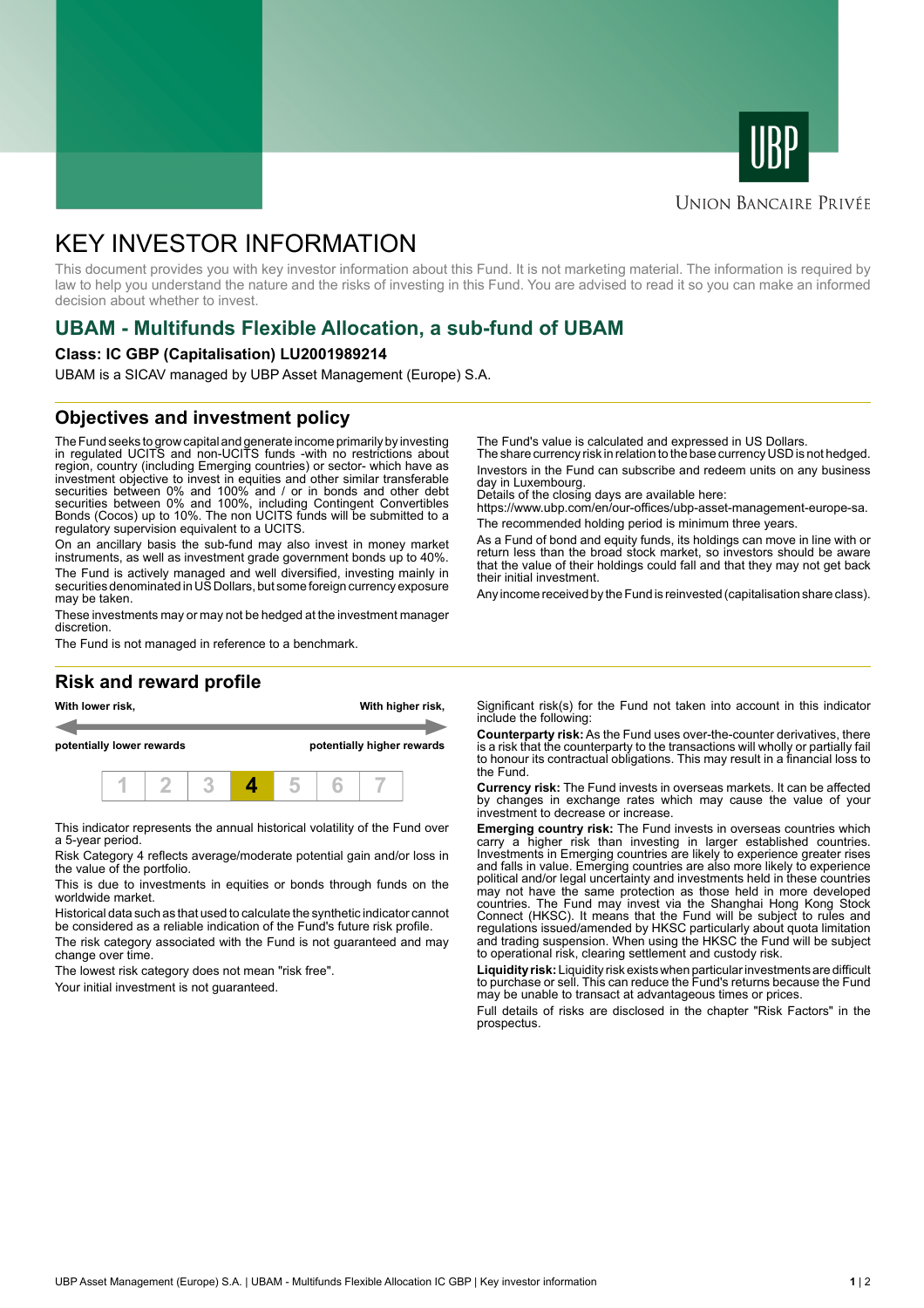UBP

UNION BANCAIRE PRIVÉE

# KEY INVESTOR INFORMATION

This document provides you with key investor information about this Fund. It is not marketing material. The information is required by law to help you understand the nature and the risks of investing in this Fund. You are advised to read it so you can make an informed decision about whether to invest.

## UBAM - Multifunds Flexible Allocation, a sub-fund of UBAM

**Class: IC GBP (Capitalisation) LU2001989214**

UBAM is a SICAV managed by UBP Asset Management (Europe) S.A.

## Objectives and investment policy

The Fund seeks to grow capital and generate income primarily by investing in regulated UCITS and non-UCITS funds -with no restrictions about region, country (including Emerging countries) or sector- which have as investment objective to invest in equities and other similar transferable securities between 0% and 100% and / or in bonds and other debt securities between 0% and 100%, including Contingent Convertibles Bonds (Cocos) up to 10%. The non UCITS funds will be submitted to a regulatory supervision equivalent to a UCITS.

On an ancillary basis the sub-fund may also invest in money market instruments, as well as investment grade government bonds up to 40%.

The Fund is actively managed and well diversified, investing mainly in securities denominated in US Dollars, but some foreign currency exposure may be taken.

These investments may or may not be hedged at the investment manager discretion.

The Fund is not managed in reference to a benchmark.

The Fund's value is calculated and expressed in US Dollars.
The share currency risk in relation to the base currency USD is not hedged.

Investors in the Fund can subscribe and redeem units on any business day in Luxembourg.
Details of the closing days are available here:
https://www.ubp.com/en/our-offices/ubp-asset-management-europe-sa.

The recommended holding period is minimum three years.

As a Fund of bond and equity funds, its holdings can move in line with or return less than the broad stock market, so investors should be aware that the value of their holdings could fall and that they may not get back their initial investment.

Any income received by the Fund is reinvested (capitalisation share class).

## Risk and reward profile

**With lower risk,** **potentially lower rewards** — **With higher risk,** **potentially higher rewards**

| 1 | 2 | 3 | **4** | 5 | 6 | 7 |
|---|---|---|---|---|---|---|

This indicator represents the annual historical volatility of the Fund over a 5-year period.

Risk Category 4 reflects average/moderate potential gain and/or loss in the value of the portfolio.

This is due to investments in equities or bonds through funds on the worldwide market.

Historical data such as that used to calculate the synthetic indicator cannot be considered as a reliable indication of the Fund's future risk profile.

The risk category associated with the Fund is not guaranteed and may change over time.

The lowest risk category does not mean "risk free".

Your initial investment is not guaranteed.

Significant risk(s) for the Fund not taken into account in this indicator include the following:

**Counterparty risk:** As the Fund uses over-the-counter derivatives, there is a risk that the counterparty to the transactions will wholly or partially fail to honour its contractual obligations. This may result in a financial loss to the Fund.

**Currency risk:** The Fund invests in overseas markets. It can be affected by changes in exchange rates which may cause the value of your investment to decrease or increase.

**Emerging country risk:** The Fund invests in overseas countries which carry a higher risk than investing in larger established countries. Investments in Emerging countries are likely to experience greater rises and falls in value. Emerging countries are also more likely to experience political and/or legal uncertainty and investments held in these countries may not have the same protection as those held in more developed countries. The Fund may invest via the Shanghai Hong Kong Stock Connect (HKSC). It means that the Fund will be subject to rules and regulations issued/amended by HKSC particularly about quota limitation and trading suspension. When using the HKSC the Fund will be subject to operational risk, clearing settlement and custody risk.

**Liquidity risk:** Liquidity risk exists when particular investments are difficult to purchase or sell. This can reduce the Fund's returns because the Fund may be unable to transact at advantageous times or prices.

Full details of risks are disclosed in the chapter "Risk Factors" in the prospectus.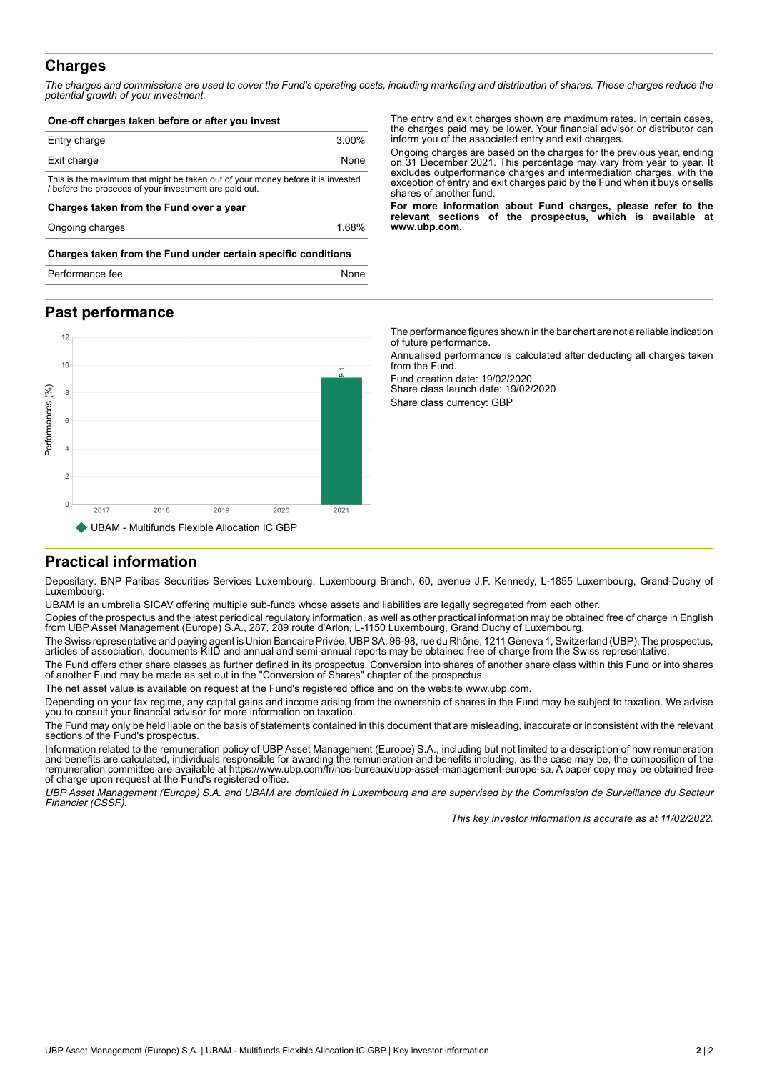## Charges

*The charges and commissions are used to cover the Fund's operating costs, including marketing and distribution of shares. These charges reduce the potential growth of your investment.*

| **One-off charges taken before or after you invest** | |
|---|---|
| Entry charge | 3.00% |
| Exit charge | None |

This is the maximum that might be taken out of your money before it is invested / before the proceeds of your investment are paid out.

| **Charges taken from the Fund over a year** | |
|---|---|
| Ongoing charges | 1.68% |

| **Charges taken from the Fund under certain specific conditions** | |
|---|---|
| Performance fee | None |

The entry and exit charges shown are maximum rates. In certain cases, the charges paid may be lower. Your financial advisor or distributor can inform you of the associated entry and exit charges.

Ongoing charges are based on the charges for the previous year, ending on 31 December 2021. This percentage may vary from year to year. It excludes outperformance charges and intermediation charges, with the exception of entry and exit charges paid by the Fund when it buys or sells shares of another fund.

**For more information about Fund charges, please refer to the relevant sections of the prospectus, which is available at www.ubp.com.**

## Past performance

Performances (%)

12
10
8
6
4
2
0

2017 2018 2019 2020 2021

9.1

UBAM - Multifunds Flexible Allocation IC GBP

The performance figures shown in the bar chart are not a reliable indication of future performance.

Annualised performance is calculated after deducting all charges taken from the Fund.

Fund creation date: 19/02/2020
Share class launch date: 19/02/2020
Share class currency: GBP

## Practical information

Depositary: BNP Paribas Securities Services Luxembourg, Luxembourg Branch, 60, avenue J.F. Kennedy, L-1855 Luxembourg, Grand-Duchy of Luxembourg.

UBAM is an umbrella SICAV offering multiple sub-funds whose assets and liabilities are legally segregated from each other.

Copies of the prospectus and the latest periodical regulatory information, as well as other practical information may be obtained free of charge in English from UBP Asset Management (Europe) S.A., 287, 289 route d'Arlon, L-1150 Luxembourg, Grand Duchy of Luxembourg.

The Swiss representative and paying agent is Union Bancaire Privée, UBP SA, 96-98, rue du Rhône, 1211 Geneva 1, Switzerland (UBP). The prospectus, articles of association, documents KIID and annual and semi-annual reports may be obtained free of charge from the Swiss representative.

The Fund offers other share classes as further defined in its prospectus. Conversion into shares of another share class within this Fund or into shares of another Fund may be made as set out in the "Conversion of Shares" chapter of the prospectus.

The net asset value is available on request at the Fund's registered office and on the website www.ubp.com.

Depending on your tax regime, any capital gains and income arising from the ownership of shares in the Fund may be subject to taxation. We advise you to consult your financial advisor for more information on taxation.

The Fund may only be held liable on the basis of statements contained in this document that are misleading, inaccurate or inconsistent with the relevant sections of the Fund's prospectus.

Information related to the remuneration policy of UBP Asset Management (Europe) S.A., including but not limited to a description of how remuneration and benefits are calculated, individuals responsible for awarding the remuneration and benefits including, as the case may be, the composition of the remuneration committee are available at https://www.ubp.com/fr/nos-bureaux/ubp-asset-management-europe-sa. A paper copy may be obtained free of charge upon request at the Fund's registered office.

*UBP Asset Management (Europe) S.A. and UBAM are domiciled in Luxembourg and are supervised by the Commission de Surveillance du Secteur Financier (CSSF).*

*This key investor information is accurate as at 11/02/2022.*